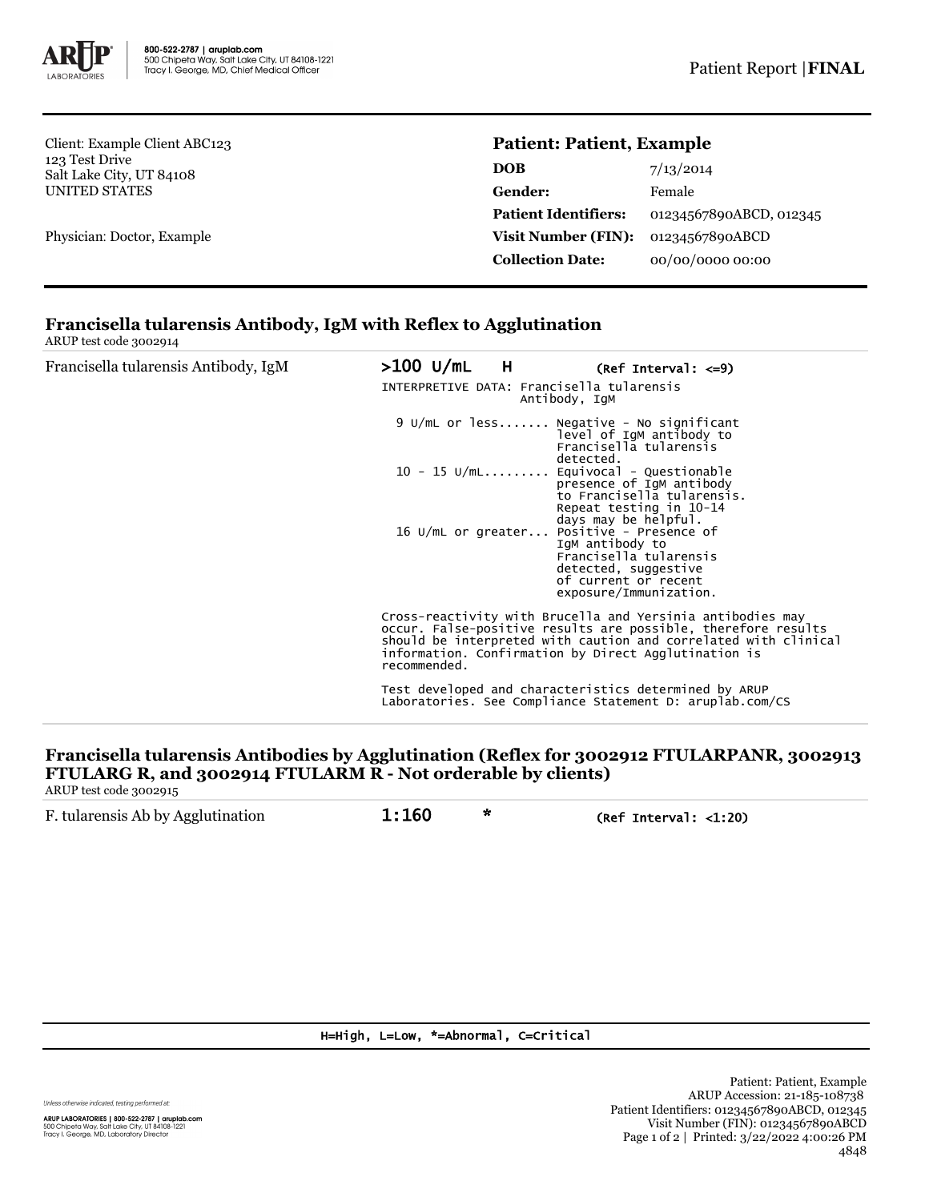800-522-2787 | aruplab.com
500 Chipeta Way, Salt Lake City, UT 84108-1221
Tracy I. George, MD, Chief Medical Officer

Patient Report | **FINAL**

Client: Example Client ABC123
123 Test Drive
Salt Lake City, UT 84108
UNITED STATES

Physician: Doctor, Example

**Patient: Patient, Example**

| | |
|---|---|
| **DOB** | 7/13/2014 |
| **Gender:** | Female |
| **Patient Identifiers:** | 01234567890ABCD, 012345 |
| **Visit Number (FIN):** | 01234567890ABCD |
| **Collection Date:** | 00/00/0000 00:00 |

## Francisella tularensis Antibody, IgM with Reflex to Agglutination

ARUP test code 3002914

Francisella tularensis Antibody, IgM **>100 U/mL H** (Ref Interval: <=9)

INTERPRETIVE DATA: Francisella tularensis Antibody, IgM

| | |
|---|---|
| 9 U/mL or less....... | Negative - No significant level of IgM antibody to Francisella tularensis detected. |
| 10 - 15 U/mL......... | Equivocal - Questionable presence of IgM antibody to Francisella tularensis. Repeat testing in 10-14 days may be helpful. |
| 16 U/mL or greater... | Positive - Presence of IgM antibody to Francisella tularensis detected, suggestive of current or recent exposure/Immunization. |

Cross-reactivity with Brucella and Yersinia antibodies may occur. False-positive results are possible, therefore results should be interpreted with caution and correlated with clinical information. Confirmation by Direct Agglutination is recommended.

Test developed and characteristics determined by ARUP Laboratories. See Compliance Statement D: aruplab.com/CS

## Francisella tularensis Antibodies by Agglutination (Reflex for 3002912 FTULARPANR, 3002913 FTULARG R, and 3002914 FTULARM R - Not orderable by clients)

ARUP test code 3002915

F. tularensis Ab by Agglutination **1:160 *** (Ref Interval: <1:20)

H=High, L=Low, *=Abnormal, C=Critical

Unless otherwise indicated, testing performed at:

ARUP LABORATORIES | 800-522-2787 | aruplab.com
500 Chipeta Way, Salt Lake City, UT 84108-1221
Tracy I. George, MD, Laboratory Director

Patient: Patient, Example
ARUP Accession: 21-185-108738
Patient Identifiers: 01234567890ABCD, 012345
Visit Number (FIN): 01234567890ABCD
Printed: 3/22/2022 4:00:26 PM
4848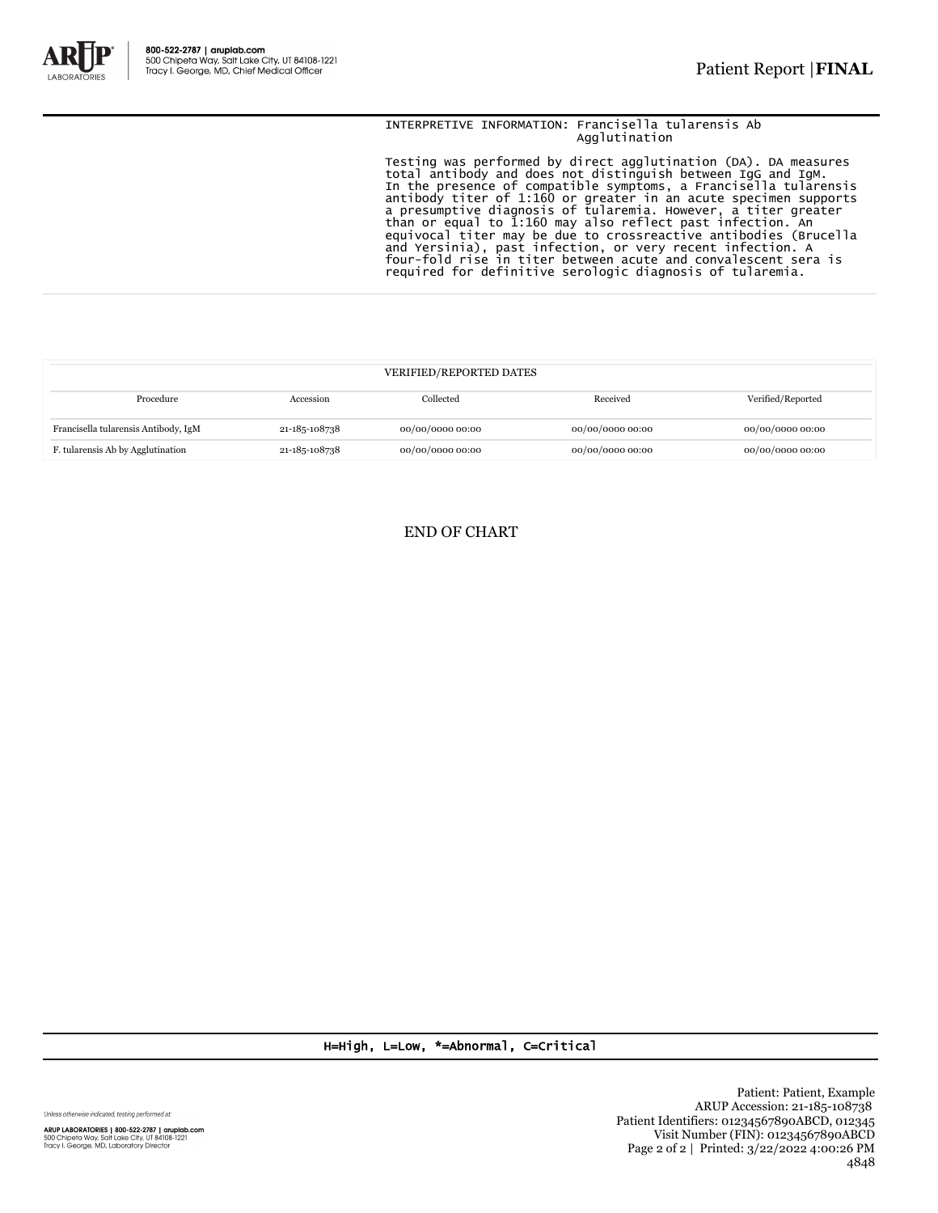INTERPRETIVE INFORMATION: Francisella tularensis Ab Agglutination

Testing was performed by direct agglutination (DA). DA measures total antibody and does not distinguish between IgG and IgM. In the presence of compatible symptoms, a Francisella tularensis antibody titer of 1:160 or greater in an acute specimen supports a presumptive diagnosis of tularemia. However, a titer greater than or equal to 1:160 may also reflect past infection. An equivocal titer may be due to crossreactive antibodies (Brucella and Yersinia), past infection, or very recent infection. A four-fold rise in titer between acute and convalescent sera is required for definitive serologic diagnosis of tularemia.

VERIFIED/REPORTED DATES

| Procedure | Accession | Collected | Received | Verified/Reported |
|---|---|---|---|---|
| Francisella tularensis Antibody, IgM | 21-185-108738 | 00/00/0000 00:00 | 00/00/0000 00:00 | 00/00/0000 00:00 |
| F. tularensis Ab by Agglutination | 21-185-108738 | 00/00/0000 00:00 | 00/00/0000 00:00 | 00/00/0000 00:00 |

END OF CHART

H=High, L=Low, *=Abnormal, C=Critical